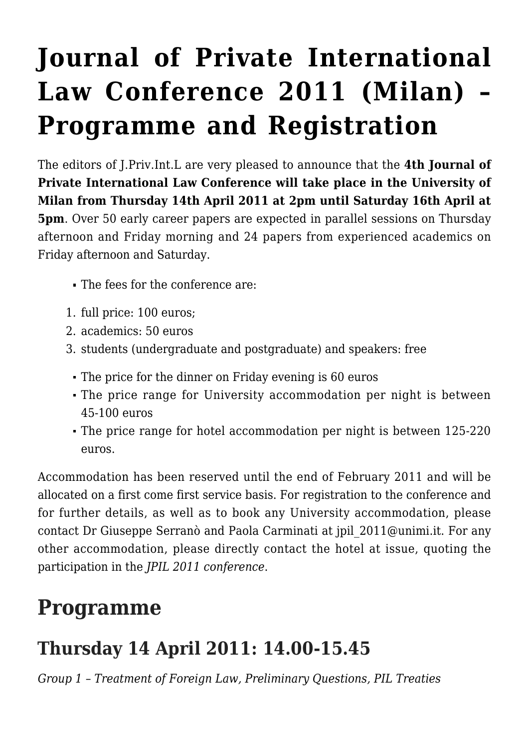# Journal of Private International Law Conference 2011 (Milan) – Programme and Registration

The editors of J.Priv.Int.L are very pleased to announce that the **4th Journal of Private International Law Conference will take place in the University of Milan from Thursday 14th April 2011 at 2pm until Saturday 16th April at 5pm**. Over 50 early career papers are expected in parallel sessions on Thursday afternoon and Friday morning and 24 papers from experienced academics on Friday afternoon and Saturday.

- The fees for the conference are:

1. full price: 100 euros;
2. academics: 50 euros
3. students (undergraduate and postgraduate) and speakers: free

- The price for the dinner on Friday evening is 60 euros
- The price range for University accommodation per night is between 45-100 euros
- The price range for hotel accommodation per night is between 125-220 euros.

Accommodation has been reserved until the end of February 2011 and will be allocated on a first come first service basis. For registration to the conference and for further details, as well as to book any University accommodation, please contact Dr Giuseppe Serranò and Paola Carminati at jpil_2011@unimi.it. For any other accommodation, please directly contact the hotel at issue, quoting the participation in the *JPIL 2011 conference*.

## Programme

### Thursday 14 April 2011: 14.00-15.45

*Group 1 – Treatment of Foreign Law, Preliminary Questions, PIL Treaties*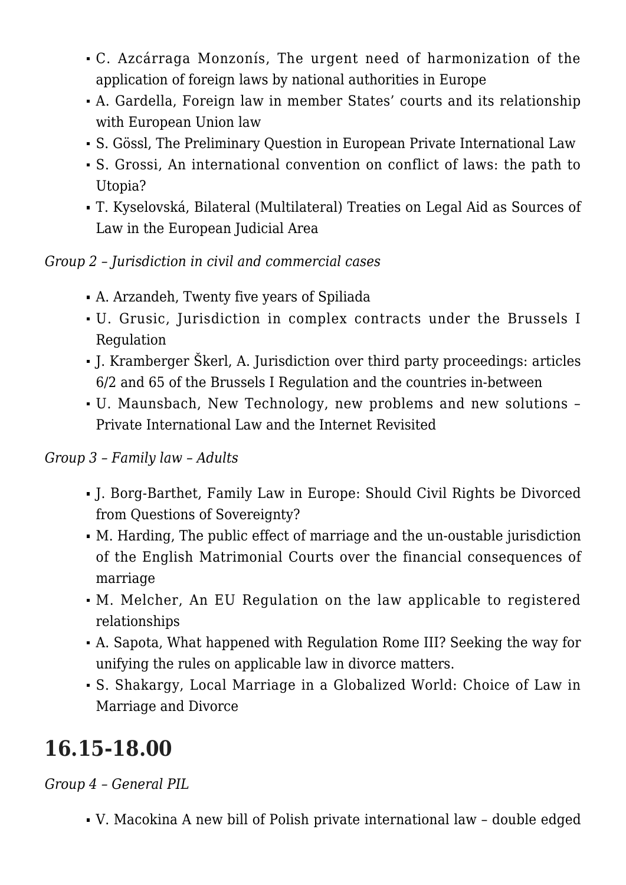- C. Azcárraga Monzonís, The urgent need of harmonization of the application of foreign laws by national authorities in Europe
- A. Gardella, Foreign law in member States' courts and its relationship with European Union law
- S. Gössl, The Preliminary Question in European Private International Law
- S. Grossi, An international convention on conflict of laws: the path to Utopia?
- T. Kyselovská, Bilateral (Multilateral) Treaties on Legal Aid as Sources of Law in the European Judicial Area

*Group 2 – Jurisdiction in civil and commercial cases*

- A. Arzandeh, Twenty five years of Spiliada
- U. Grusic, Jurisdiction in complex contracts under the Brussels I Regulation
- J. Kramberger Škerl, A. Jurisdiction over third party proceedings: articles 6/2 and 65 of the Brussels I Regulation and the countries in-between
- U. Maunsbach, New Technology, new problems and new solutions – Private International Law and the Internet Revisited

*Group 3 – Family law – Adults*

- J. Borg-Barthet, Family Law in Europe: Should Civil Rights be Divorced from Questions of Sovereignty?
- M. Harding, The public effect of marriage and the un-oustable jurisdiction of the English Matrimonial Courts over the financial consequences of marriage
- M. Melcher, An EU Regulation on the law applicable to registered relationships
- A. Sapota, What happened with Regulation Rome III? Seeking the way for unifying the rules on applicable law in divorce matters.
- S. Shakargy, Local Marriage in a Globalized World: Choice of Law in Marriage and Divorce

## 16.15-18.00

*Group 4 – General PIL*

- V. Macokina A new bill of Polish private international law – double edged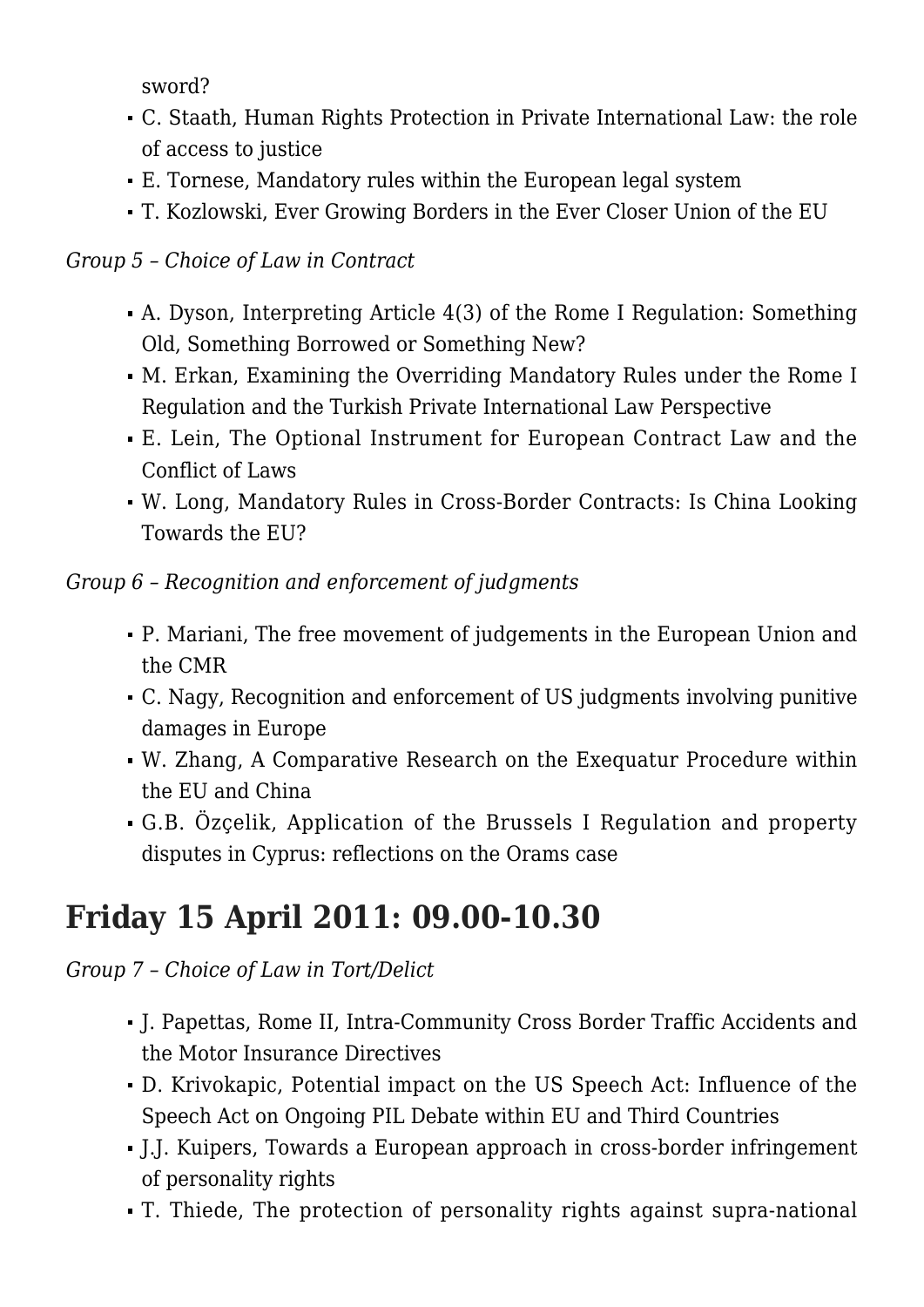sword?

- C. Staath, Human Rights Protection in Private International Law: the role of access to justice
- E. Tornese, Mandatory rules within the European legal system
- T. Kozlowski, Ever Growing Borders in the Ever Closer Union of the EU

*Group 5 – Choice of Law in Contract*

- A. Dyson, Interpreting Article 4(3) of the Rome I Regulation: Something Old, Something Borrowed or Something New?
- M. Erkan, Examining the Overriding Mandatory Rules under the Rome I Regulation and the Turkish Private International Law Perspective
- E. Lein, The Optional Instrument for European Contract Law and the Conflict of Laws
- W. Long, Mandatory Rules in Cross-Border Contracts: Is China Looking Towards the EU?

*Group 6 – Recognition and enforcement of judgments*

- P. Mariani, The free movement of judgements in the European Union and the CMR
- C. Nagy, Recognition and enforcement of US judgments involving punitive damages in Europe
- W. Zhang, A Comparative Research on the Exequatur Procedure within the EU and China
- G.B. Özçelik, Application of the Brussels I Regulation and property disputes in Cyprus: reflections on the Orams case

## Friday 15 April 2011: 09.00-10.30

*Group 7 – Choice of Law in Tort/Delict*

- J. Papettas, Rome II, Intra-Community Cross Border Traffic Accidents and the Motor Insurance Directives
- D. Krivokapic, Potential impact on the US Speech Act: Influence of the Speech Act on Ongoing PIL Debate within EU and Third Countries
- J.J. Kuipers, Towards a European approach in cross-border infringement of personality rights
- T. Thiede, The protection of personality rights against supra-national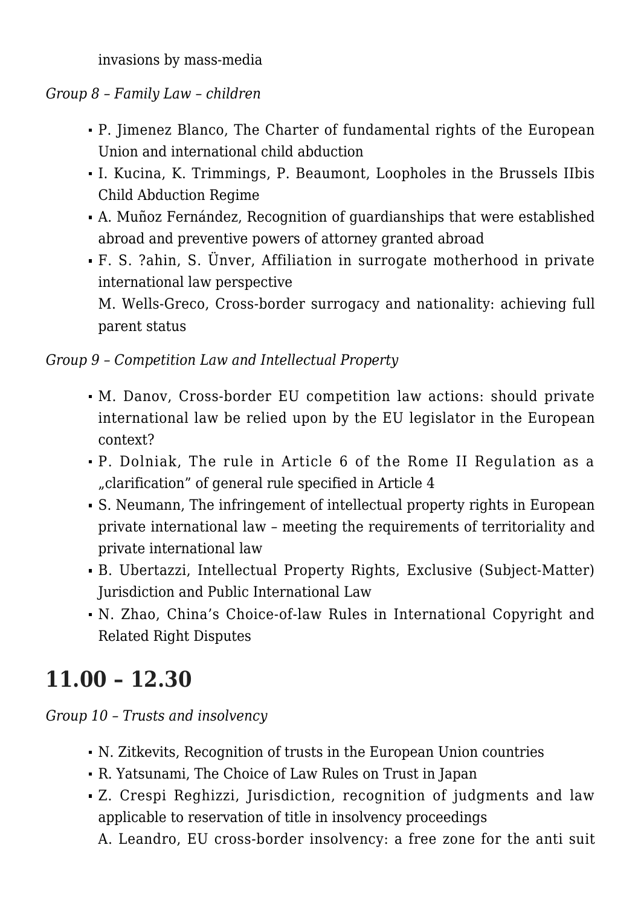invasions by mass-media

*Group 8 – Family Law – children*

- P. Jimenez Blanco, The Charter of fundamental rights of the European Union and international child abduction
- I. Kucina, K. Trimmings, P. Beaumont, Loopholes in the Brussels IIbis Child Abduction Regime
- A. Muñoz Fernández, Recognition of guardianships that were established abroad and preventive powers of attorney granted abroad
- F. S. ?ahin, S. Ünver, Affiliation in surrogate motherhood in private international law perspective
  M. Wells-Greco, Cross-border surrogacy and nationality: achieving full parent status

*Group 9 – Competition Law and Intellectual Property*

- M. Danov, Cross-border EU competition law actions: should private international law be relied upon by the EU legislator in the European context?
- P. Dolniak, The rule in Article 6 of the Rome II Regulation as a „clarification" of general rule specified in Article 4
- S. Neumann, The infringement of intellectual property rights in European private international law – meeting the requirements of territoriality and private international law
- B. Ubertazzi, Intellectual Property Rights, Exclusive (Subject-Matter) Jurisdiction and Public International Law
- N. Zhao, China's Choice-of-law Rules in International Copyright and Related Right Disputes

## 11.00 – 12.30

*Group 10 – Trusts and insolvency*

- N. Zitkevits, Recognition of trusts in the European Union countries
- R. Yatsunami, The Choice of Law Rules on Trust in Japan
- Z. Crespi Reghizzi, Jurisdiction, recognition of judgments and law applicable to reservation of title in insolvency proceedings
  A. Leandro, EU cross-border insolvency: a free zone for the anti suit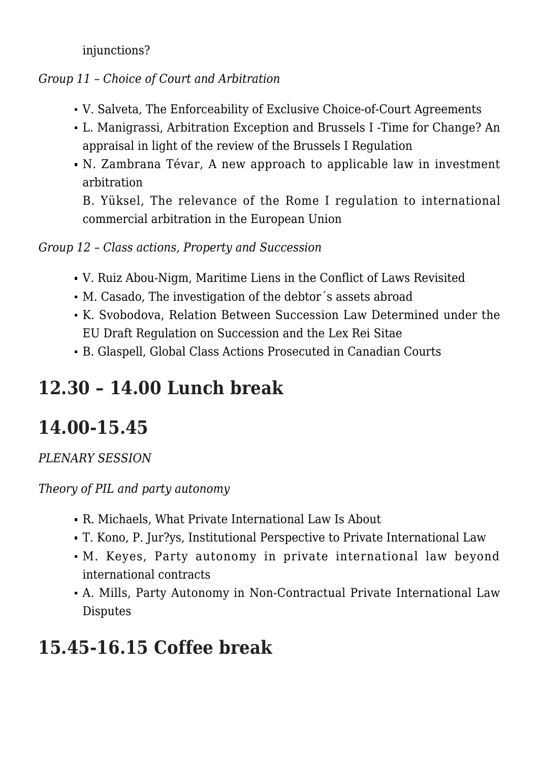injunctions?

*Group 11 – Choice of Court and Arbitration*

- V. Salveta, The Enforceability of Exclusive Choice-of-Court Agreements
- L. Manigrassi, Arbitration Exception and Brussels I -Time for Change? An appraisal in light of the review of the Brussels I Regulation
- N. Zambrana Tévar, A new approach to applicable law in investment arbitration
  B. Yüksel, The relevance of the Rome I regulation to international commercial arbitration in the European Union

*Group 12 – Class actions, Property and Succession*

- V. Ruiz Abou-Nigm, Maritime Liens in the Conflict of Laws Revisited
- M. Casado, The investigation of the debtor´s assets abroad
- K. Svobodova, Relation Between Succession Law Determined under the EU Draft Regulation on Succession and the Lex Rei Sitae
- B. Glaspell, Global Class Actions Prosecuted in Canadian Courts

## 12.30 – 14.00 Lunch break

## 14.00-15.45

*PLENARY SESSION*

*Theory of PIL and party autonomy*

- R. Michaels, What Private International Law Is About
- T. Kono, P. Jur?ys, Institutional Perspective to Private International Law
- M. Keyes, Party autonomy in private international law beyond international contracts
- A. Mills, Party Autonomy in Non-Contractual Private International Law Disputes

## 15.45-16.15 Coffee break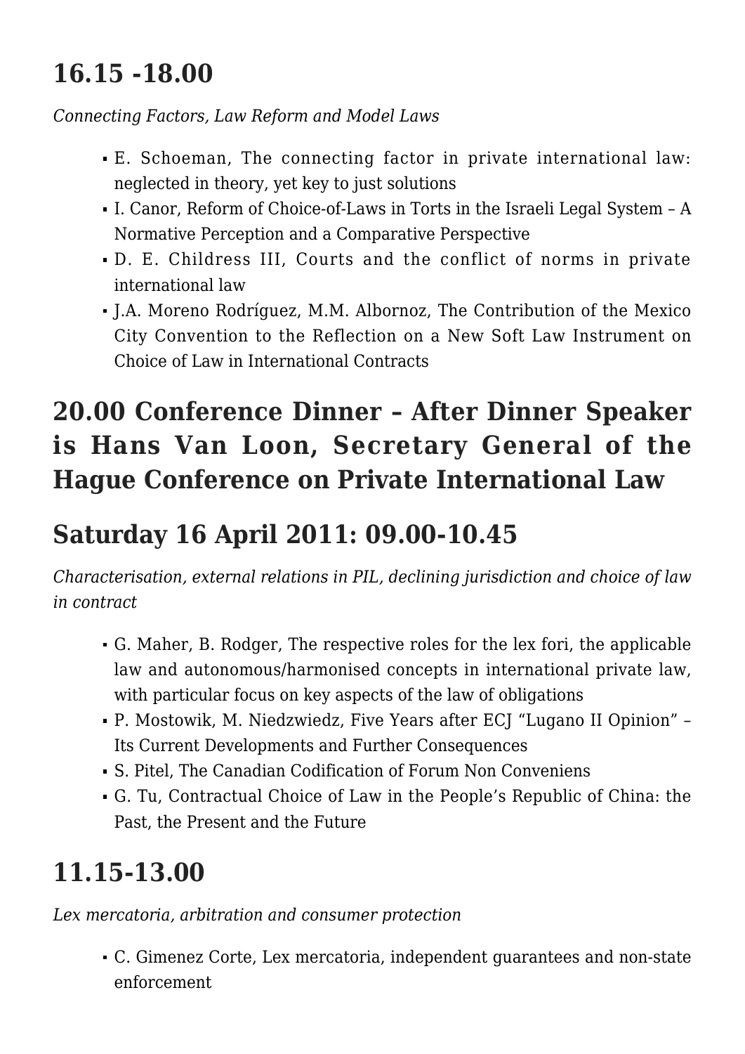## 16.15 -18.00

*Connecting Factors, Law Reform and Model Laws*

- E. Schoeman, The connecting factor in private international law: neglected in theory, yet key to just solutions
- I. Canor, Reform of Choice-of-Laws in Torts in the Israeli Legal System – A Normative Perception and a Comparative Perspective
- D. E. Childress III, Courts and the conflict of norms in private international law
- J.A. Moreno Rodríguez, M.M. Albornoz, The Contribution of the Mexico City Convention to the Reflection on a New Soft Law Instrument on Choice of Law in International Contracts

## 20.00 Conference Dinner – After Dinner Speaker is Hans Van Loon, Secretary General of the Hague Conference on Private International Law

## Saturday 16 April 2011: 09.00-10.45

*Characterisation, external relations in PIL, declining jurisdiction and choice of law in contract*

- G. Maher, B. Rodger, The respective roles for the lex fori, the applicable law and autonomous/harmonised concepts in international private law, with particular focus on key aspects of the law of obligations
- P. Mostowik, M. Niedzwiedz, Five Years after ECJ "Lugano II Opinion" – Its Current Developments and Further Consequences
- S. Pitel, The Canadian Codification of Forum Non Conveniens
- G. Tu, Contractual Choice of Law in the People's Republic of China: the Past, the Present and the Future

## 11.15-13.00

*Lex mercatoria, arbitration and consumer protection*

- C. Gimenez Corte, Lex mercatoria, independent guarantees and non-state enforcement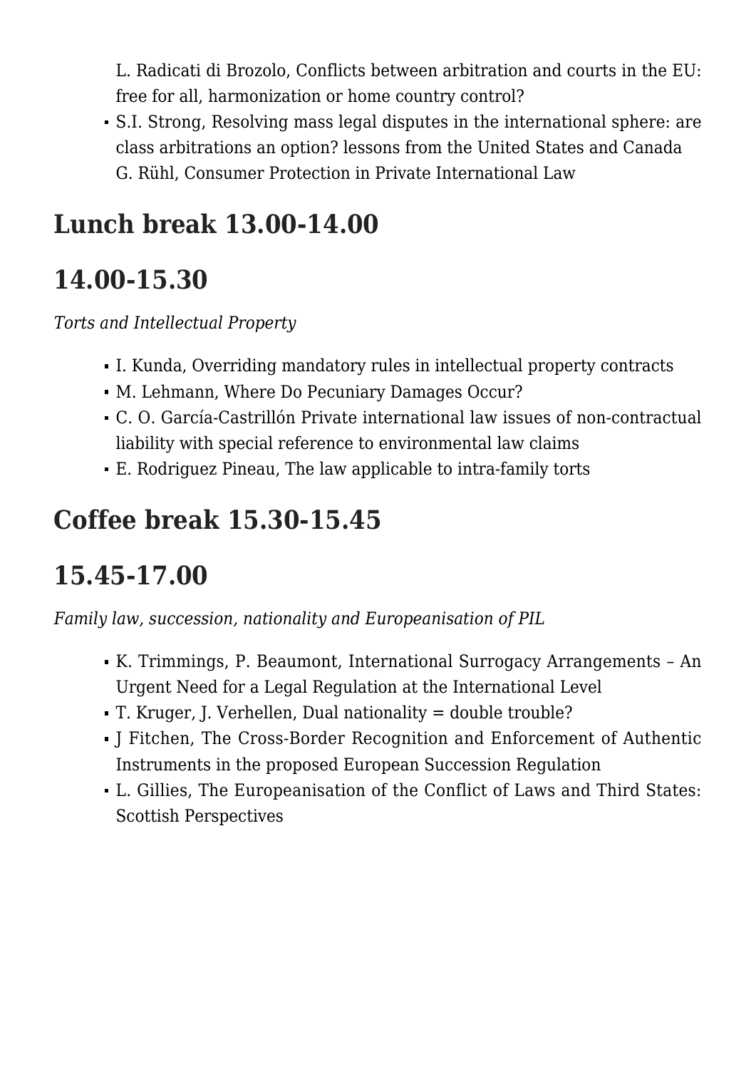- L. Radicati di Brozolo, Conflicts between arbitration and courts in the EU: free for all, harmonization or home country control?
- S.I. Strong, Resolving mass legal disputes in the international sphere: are class arbitrations an option? lessons from the United States and Canada
  G. Rühl, Consumer Protection in Private International Law

## Lunch break 13.00-14.00

## 14.00-15.30

*Torts and Intellectual Property*

- I. Kunda, Overriding mandatory rules in intellectual property contracts
- M. Lehmann, Where Do Pecuniary Damages Occur?
- C. O. García-Castrillón Private international law issues of non-contractual liability with special reference to environmental law claims
- E. Rodriguez Pineau, The law applicable to intra-family torts

## Coffee break 15.30-15.45

## 15.45-17.00

*Family law, succession, nationality and Europeanisation of PIL*

- K. Trimmings, P. Beaumont, International Surrogacy Arrangements – An Urgent Need for a Legal Regulation at the International Level
- T. Kruger, J. Verhellen, Dual nationality = double trouble?
- J Fitchen, The Cross-Border Recognition and Enforcement of Authentic Instruments in the proposed European Succession Regulation
- L. Gillies, The Europeanisation of the Conflict of Laws and Third States: Scottish Perspectives